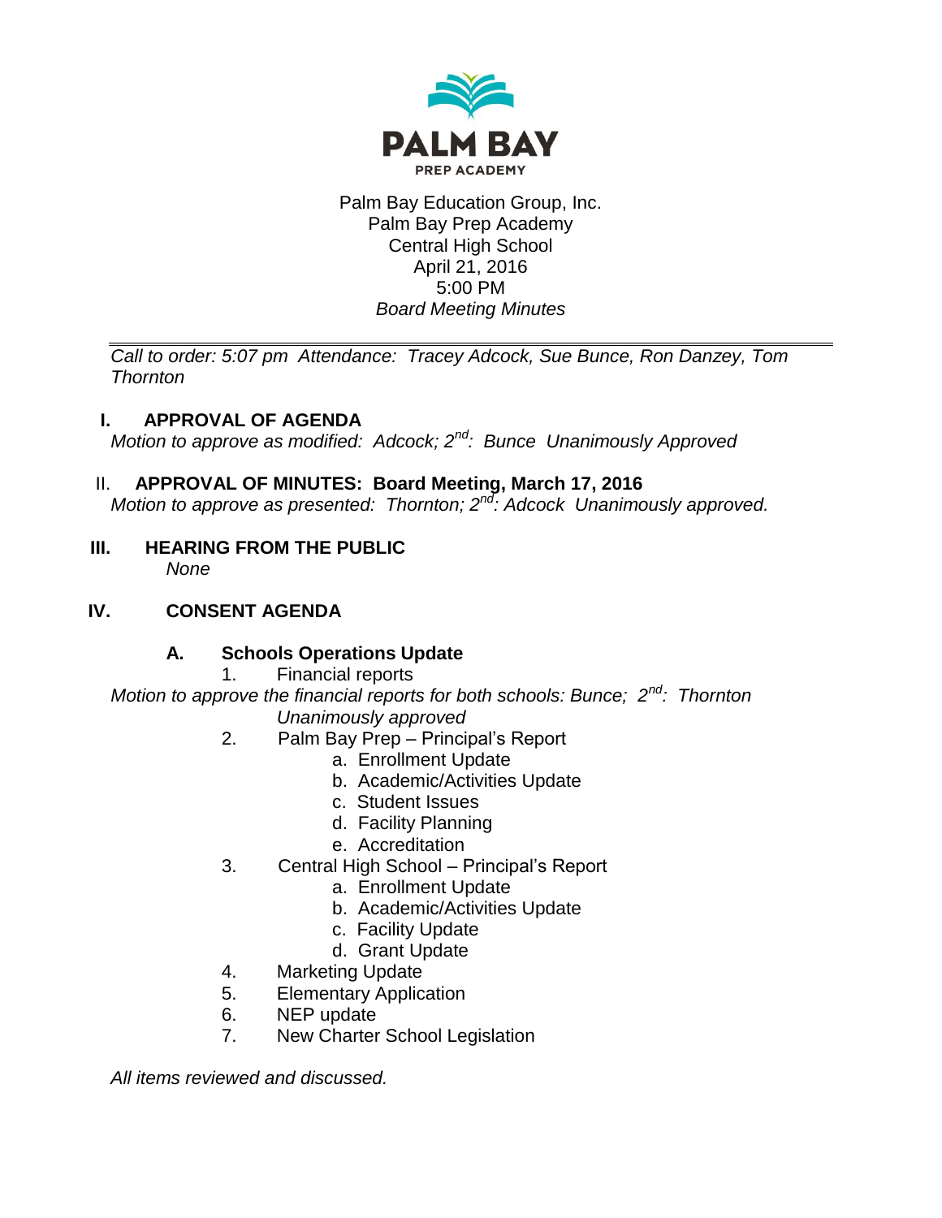PALM BAY

PREP ACADEMY

Palm Bay Education Group, Inc.
Palm Bay Prep Academy
Central High School
April 21, 2016
5:00 PM
*Board Meeting Minutes*

---

*Call to order: 5:07 pm  Attendance:  Tracey Adcock, Sue Bunce, Ron Danzey, Tom Thornton*

## I. APPROVAL OF AGENDA

*Motion to approve as modified:  Adcock; 2nd:  Bunce  Unanimously Approved*

## II. APPROVAL OF MINUTES:  Board Meeting, March 17, 2016

*Motion to approve as presented:  Thornton; 2nd: Adcock  Unanimously approved.*

## III. HEARING FROM THE PUBLIC

*None*

## IV. CONSENT AGENDA

### A. Schools Operations Update

1. Financial reports

*Motion to approve the financial reports for both schools: Bunce;  2nd:  Thornton*
*Unanimously approved*

2. Palm Bay Prep – Principal's Report
   a. Enrollment Update
   b. Academic/Activities Update
   c. Student Issues
   d. Facility Planning
   e. Accreditation
3. Central High School – Principal's Report
   a. Enrollment Update
   b. Academic/Activities Update
   c. Facility Update
   d. Grant Update
4. Marketing Update
5. Elementary Application
6. NEP update
7. New Charter School Legislation

*All items reviewed and discussed.*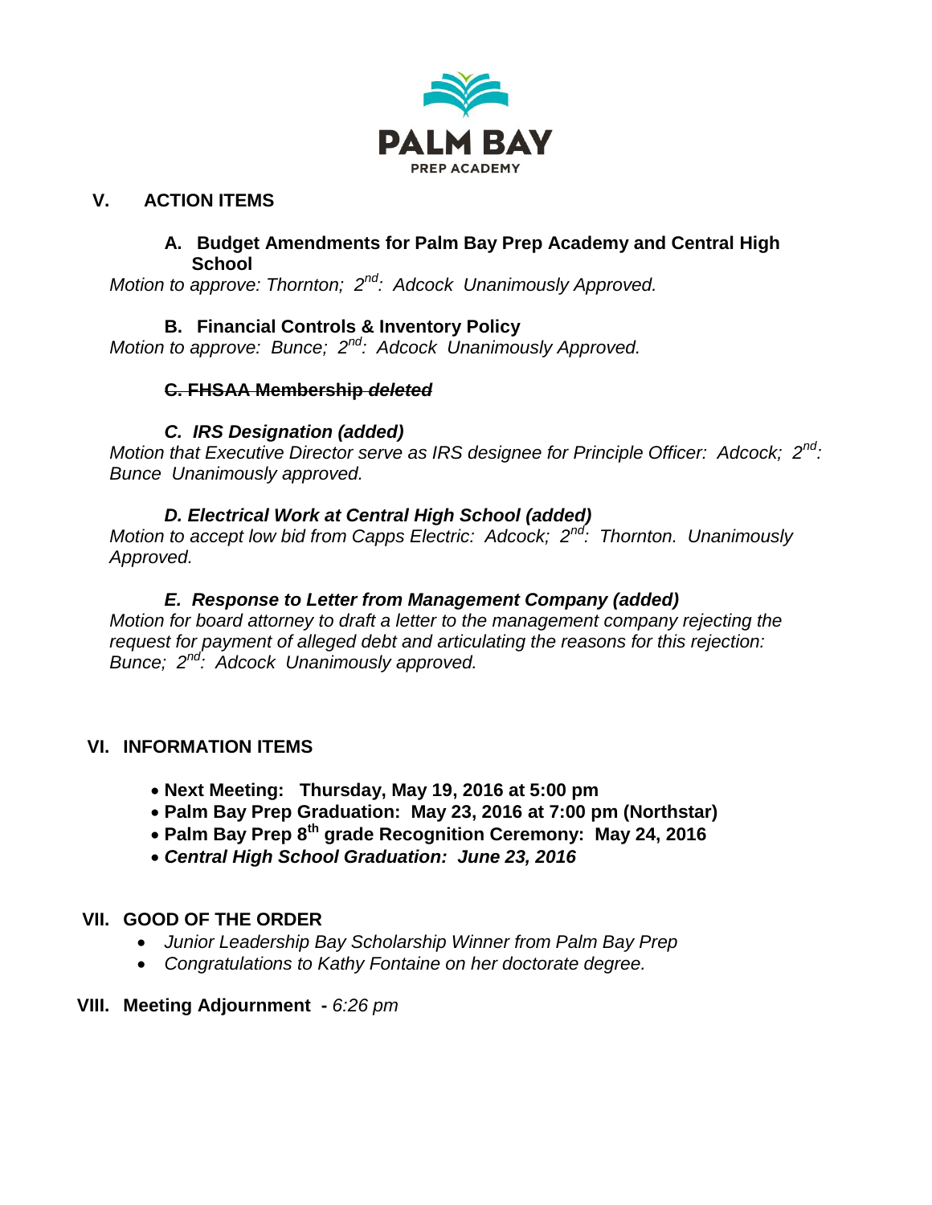**PALM BAY**
PREP ACADEMY

## V. ACTION ITEMS

### A. Budget Amendments for Palm Bay Prep Academy and Central High School

*Motion to approve: Thornton; 2nd: Adcock Unanimously Approved.*

### B. Financial Controls & Inventory Policy

*Motion to approve: Bunce; 2nd: Adcock Unanimously Approved.*

### ~~C. FHSAA Membership *deleted*~~

### *C. IRS Designation (added)*

*Motion that Executive Director serve as IRS designee for Principle Officer: Adcock; 2nd: Bunce Unanimously approved.*

### *D. Electrical Work at Central High School (added)*

*Motion to accept low bid from Capps Electric: Adcock; 2nd: Thornton. Unanimously Approved.*

### *E. Response to Letter from Management Company (added)*

*Motion for board attorney to draft a letter to the management company rejecting the request for payment of alleged debt and articulating the reasons for this rejection: Bunce; 2nd: Adcock Unanimously approved.*

## VI. INFORMATION ITEMS

- **Next Meeting: Thursday, May 19, 2016 at 5:00 pm**
- **Palm Bay Prep Graduation: May 23, 2016 at 7:00 pm (Northstar)**
- **Palm Bay Prep 8th grade Recognition Ceremony: May 24, 2016**
- ***Central High School Graduation: June 23, 2016***

## VII. GOOD OF THE ORDER

- *Junior Leadership Bay Scholarship Winner from Palm Bay Prep*
- *Congratulations to Kathy Fontaine on her doctorate degree.*

## VIII. Meeting Adjournment - *6:26 pm*